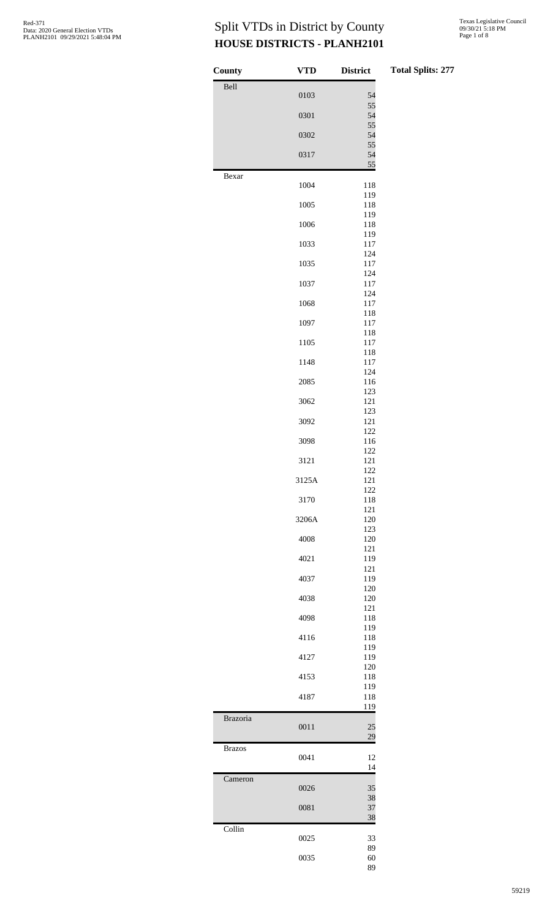# Split VTDs in District by County
## HOUSE DISTRICTS - PLANH2101

Red-371
Data: 2020 General Election VTDs
PLANH2101 09/29/2021 5:48:04 PM

Texas Legislative Council
09/30/21 5:18 PM

**Total Splits: 277**

| County | VTD | District |
|---|---|---|
| Bell | | |
| | 0103 | 54 |
| | | 55 |
| | 0301 | 54 |
| | | 55 |
| | 0302 | 54 |
| | | 55 |
| | 0317 | 54 |
| | | 55 |
| Bexar | | |
| | 1004 | 118 |
| | | 119 |
| | 1005 | 118 |
| | | 119 |
| | 1006 | 118 |
| | | 119 |
| | 1033 | 117 |
| | | 124 |
| | 1035 | 117 |
| | | 124 |
| | 1037 | 117 |
| | | 124 |
| | 1068 | 117 |
| | | 118 |
| | 1097 | 117 |
| | | 118 |
| | 1105 | 117 |
| | | 118 |
| | 1148 | 117 |
| | | 124 |
| | 2085 | 116 |
| | | 123 |
| | 3062 | 121 |
| | | 123 |
| | 3092 | 121 |
| | | 122 |
| | 3098 | 116 |
| | | 122 |
| | 3121 | 121 |
| | | 122 |
| | 3125A | 121 |
| | | 122 |
| | 3170 | 118 |
| | | 121 |
| | 3206A | 120 |
| | | 123 |
| | 4008 | 120 |
| | | 121 |
| | 4021 | 119 |
| | | 121 |
| | 4037 | 119 |
| | | 120 |
| | 4038 | 120 |
| | | 121 |
| | 4098 | 118 |
| | | 119 |
| | 4116 | 118 |
| | | 119 |
| | 4127 | 119 |
| | | 120 |
| | 4153 | 118 |
| | | 119 |
| | 4187 | 118 |
| | | 119 |
| Brazoria | | |
| | 0011 | 25 |
| | | 29 |
| Brazos | | |
| | 0041 | 12 |
| | | 14 |
| Cameron | | |
| | 0026 | 35 |
| | | 38 |
| | 0081 | 37 |
| | | 38 |
| Collin | | |
| | 0025 | 33 |
| | | 89 |
| | 0035 | 60 |
| | | 89 |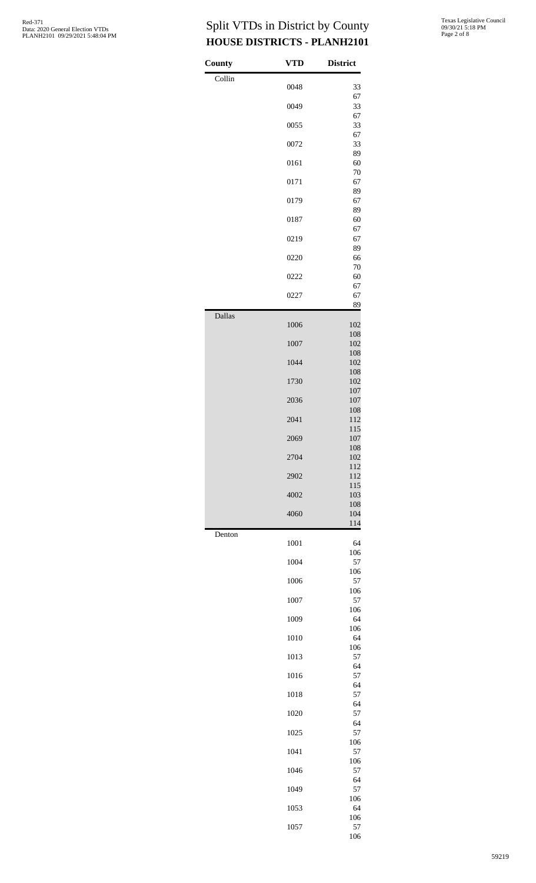# Split VTDs in District by County
## HOUSE DISTRICTS - PLANH2101

Red-371
Data: 2020 General Election VTDs
PLANH2101 09/29/2021 5:48:04 PM

Texas Legislative Council
09/30/21 5:18 PM

| County | VTD | District |
|---|---|---|
| Collin | 0048 | 33 |
| | | 67 |
| | 0049 | 33 |
| | | 67 |
| | 0055 | 33 |
| | | 67 |
| | 0072 | 33 |
| | | 89 |
| | 0161 | 60 |
| | | 70 |
| | 0171 | 67 |
| | | 89 |
| | 0179 | 67 |
| | | 89 |
| | 0187 | 60 |
| | | 67 |
| | 0219 | 67 |
| | | 89 |
| | 0220 | 66 |
| | | 70 |
| | 0222 | 60 |
| | | 67 |
| | 0227 | 67 |
| | | 89 |
| Dallas | 1006 | 102 |
| | | 108 |
| | 1007 | 102 |
| | | 108 |
| | 1044 | 102 |
| | | 108 |
| | 1730 | 102 |
| | | 107 |
| | 2036 | 107 |
| | | 108 |
| | 2041 | 112 |
| | | 115 |
| | 2069 | 107 |
| | | 108 |
| | 2704 | 102 |
| | | 112 |
| | 2902 | 112 |
| | | 115 |
| | 4002 | 103 |
| | | 108 |
| | 4060 | 104 |
| | | 114 |
| Denton | 1001 | 64 |
| | | 106 |
| | 1004 | 57 |
| | | 106 |
| | 1006 | 57 |
| | | 106 |
| | 1007 | 57 |
| | | 106 |
| | 1009 | 64 |
| | | 106 |
| | 1010 | 64 |
| | | 106 |
| | 1013 | 57 |
| | | 64 |
| | 1016 | 57 |
| | | 64 |
| | 1018 | 57 |
| | | 64 |
| | 1020 | 57 |
| | | 64 |
| | 1025 | 57 |
| | | 106 |
| | 1041 | 57 |
| | | 106 |
| | 1046 | 57 |
| | | 64 |
| | 1049 | 57 |
| | | 106 |
| | 1053 | 64 |
| | | 106 |
| | 1057 | 57 |
| | | 106 |

59219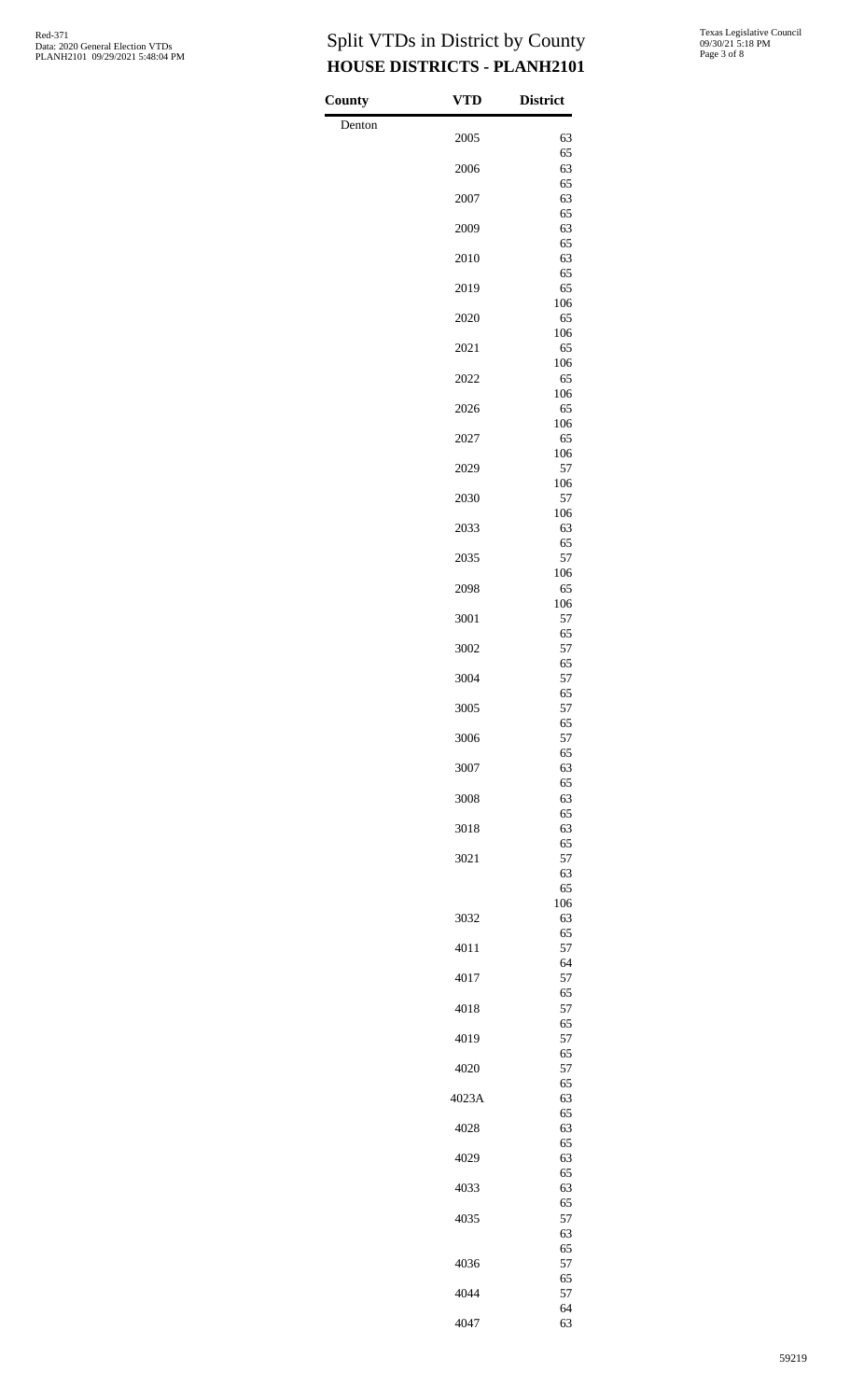# Split VTDs in District by County
## HOUSE DISTRICTS - PLANH2101

| County | VTD | District |
|---|---|---|
| Denton | | |
| | 2005 | 63 |
| | | 65 |
| | 2006 | 63 |
| | | 65 |
| | 2007 | 63 |
| | | 65 |
| | 2009 | 63 |
| | | 65 |
| | 2010 | 63 |
| | | 65 |
| | 2019 | 65 |
| | | 106 |
| | 2020 | 65 |
| | | 106 |
| | 2021 | 65 |
| | | 106 |
| | 2022 | 65 |
| | | 106 |
| | 2026 | 65 |
| | | 106 |
| | 2027 | 65 |
| | | 106 |
| | 2029 | 57 |
| | | 106 |
| | 2030 | 57 |
| | | 106 |
| | 2033 | 63 |
| | | 65 |
| | 2035 | 57 |
| | | 106 |
| | 2098 | 65 |
| | | 106 |
| | 3001 | 57 |
| | | 65 |
| | 3002 | 57 |
| | | 65 |
| | 3004 | 57 |
| | | 65 |
| | 3005 | 57 |
| | | 65 |
| | 3006 | 57 |
| | | 65 |
| | 3007 | 63 |
| | | 65 |
| | 3008 | 63 |
| | | 65 |
| | 3018 | 63 |
| | | 65 |
| | 3021 | 57 |
| | | 63 |
| | | 65 |
| | | 106 |
| | 3032 | 63 |
| | | 65 |
| | 4011 | 57 |
| | | 64 |
| | 4017 | 57 |
| | | 65 |
| | 4018 | 57 |
| | | 65 |
| | 4019 | 57 |
| | | 65 |
| | 4020 | 57 |
| | | 65 |
| | 4023A | 63 |
| | | 65 |
| | 4028 | 63 |
| | | 65 |
| | 4029 | 63 |
| | | 65 |
| | 4033 | 63 |
| | | 65 |
| | 4035 | 57 |
| | | 63 |
| | | 65 |
| | 4036 | 57 |
| | | 65 |
| | 4044 | 57 |
| | | 64 |
| | 4047 | 63 |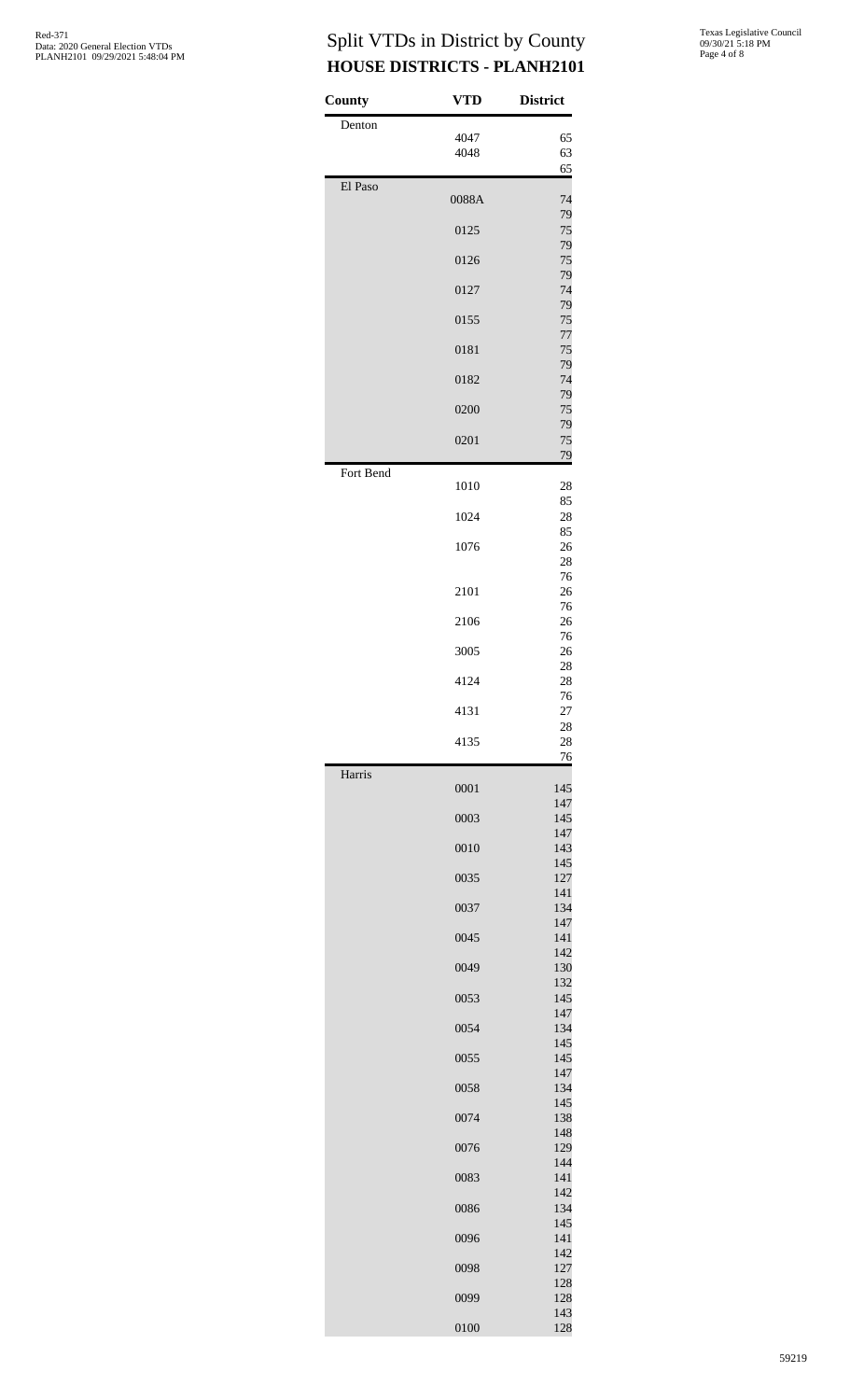# Split VTDs in District by County

## HOUSE DISTRICTS - PLANH2101

Red-371
Data: 2020 General Election VTDs
PLANH2101 09/29/2021 5:48:04 PM

Texas Legislative Council
09/30/21 5:18 PM

| County | VTD | District |
|---|---|---|
| Denton | 4047 | 65 |
| | 4048 | 63 |
| | | 65 |
| El Paso | 0088A | 74 |
| | | 79 |
| | 0125 | 75 |
| | | 79 |
| | 0126 | 75 |
| | | 79 |
| | 0127 | 74 |
| | | 79 |
| | 0155 | 75 |
| | | 77 |
| | 0181 | 75 |
| | | 79 |
| | 0182 | 74 |
| | | 79 |
| | 0200 | 75 |
| | | 79 |
| | 0201 | 75 |
| | | 79 |
| Fort Bend | 1010 | 28 |
| | | 85 |
| | 1024 | 28 |
| | | 85 |
| | 1076 | 26 |
| | | 28 |
| | | 76 |
| | 2101 | 26 |
| | | 76 |
| | 2106 | 26 |
| | | 76 |
| | 3005 | 26 |
| | | 28 |
| | 4124 | 28 |
| | | 76 |
| | 4131 | 27 |
| | | 28 |
| | 4135 | 28 |
| | | 76 |
| Harris | 0001 | 145 |
| | | 147 |
| | 0003 | 145 |
| | | 147 |
| | 0010 | 143 |
| | | 145 |
| | 0035 | 127 |
| | | 141 |
| | 0037 | 134 |
| | | 147 |
| | 0045 | 141 |
| | | 142 |
| | 0049 | 130 |
| | | 132 |
| | 0053 | 145 |
| | | 147 |
| | 0054 | 134 |
| | | 145 |
| | 0055 | 145 |
| | | 147 |
| | 0058 | 134 |
| | | 145 |
| | 0074 | 138 |
| | | 148 |
| | 0076 | 129 |
| | | 144 |
| | 0083 | 141 |
| | | 142 |
| | 0086 | 134 |
| | | 145 |
| | 0096 | 141 |
| | | 142 |
| | 0098 | 127 |
| | | 128 |
| | 0099 | 128 |
| | | 143 |
| | 0100 | 128 |

59219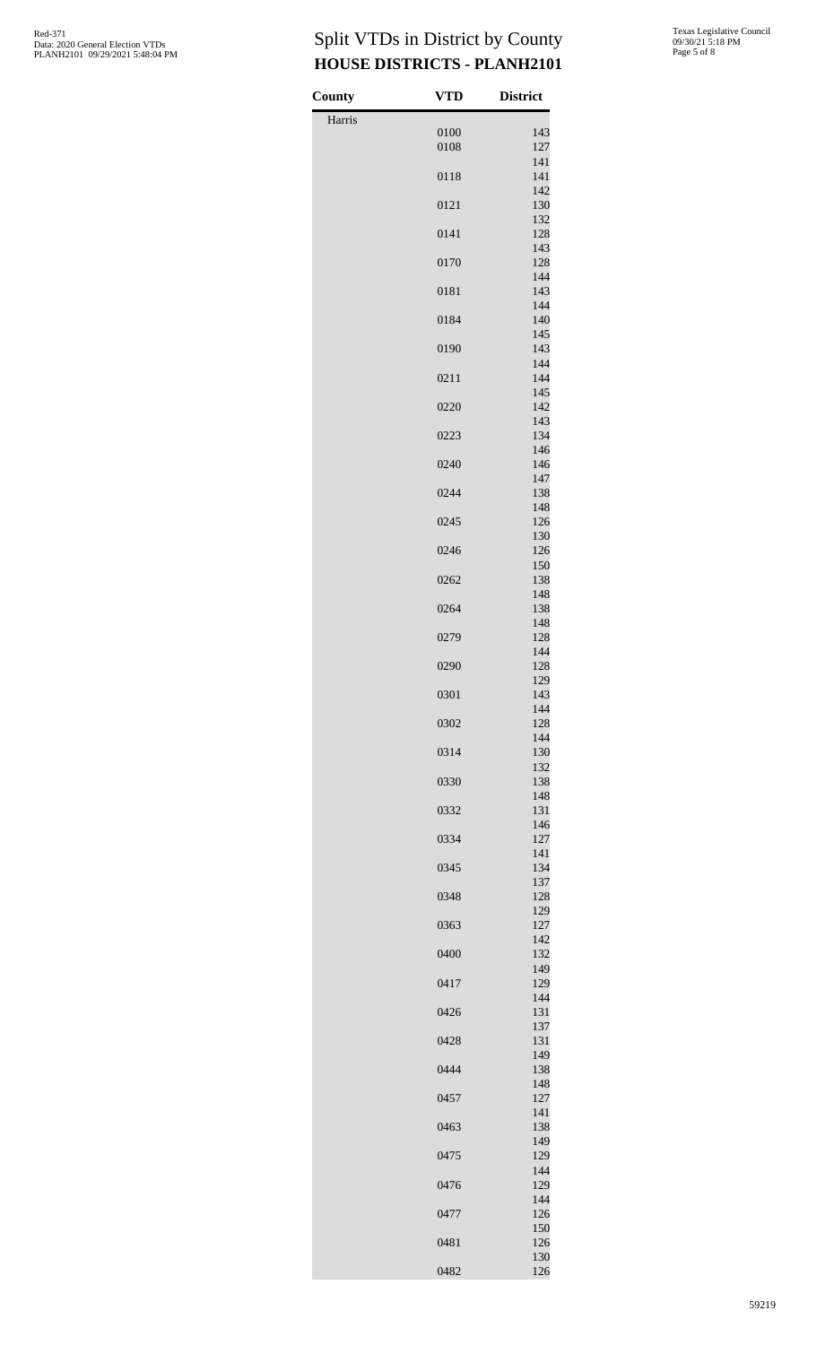# Split VTDs in District by County

## HOUSE DISTRICTS - PLANH2101

| County | VTD | District |
|---|---|---|
| Harris | | |
| | 0100 | 143 |
| | 0108 | 127 |
| | | 141 |
| | 0118 | 141 |
| | | 142 |
| | 0121 | 130 |
| | | 132 |
| | 0141 | 128 |
| | | 143 |
| | 0170 | 128 |
| | | 144 |
| | 0181 | 143 |
| | | 144 |
| | 0184 | 140 |
| | | 145 |
| | 0190 | 143 |
| | | 144 |
| | 0211 | 144 |
| | | 145 |
| | 0220 | 142 |
| | | 143 |
| | 0223 | 134 |
| | | 146 |
| | 0240 | 146 |
| | | 147 |
| | 0244 | 138 |
| | | 148 |
| | 0245 | 126 |
| | | 130 |
| | 0246 | 126 |
| | | 150 |
| | 0262 | 138 |
| | | 148 |
| | 0264 | 138 |
| | | 148 |
| | 0279 | 128 |
| | | 144 |
| | 0290 | 128 |
| | | 129 |
| | 0301 | 143 |
| | | 144 |
| | 0302 | 128 |
| | | 144 |
| | 0314 | 130 |
| | | 132 |
| | 0330 | 138 |
| | | 148 |
| | 0332 | 131 |
| | | 146 |
| | 0334 | 127 |
| | | 141 |
| | 0345 | 134 |
| | | 137 |
| | 0348 | 128 |
| | | 129 |
| | 0363 | 127 |
| | | 142 |
| | 0400 | 132 |
| | | 149 |
| | 0417 | 129 |
| | | 144 |
| | 0426 | 131 |
| | | 137 |
| | 0428 | 131 |
| | | 149 |
| | 0444 | 138 |
| | | 148 |
| | 0457 | 127 |
| | | 141 |
| | 0463 | 138 |
| | | 149 |
| | 0475 | 129 |
| | | 144 |
| | 0476 | 129 |
| | | 144 |
| | 0477 | 126 |
| | | 150 |
| | 0481 | 126 |
| | | 130 |
| | 0482 | 126 |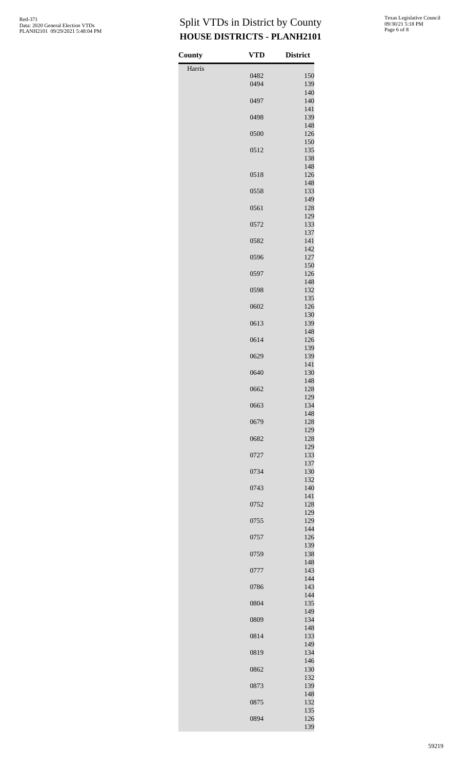# Split VTDs in District by County

## HOUSE DISTRICTS - PLANH2101

| County | VTD | District |
|---|---|---|
| Harris | | |
| | 0482 | 150 |
| | 0494 | 139 |
| | | 140 |
| | 0497 | 140 |
| | | 141 |
| | 0498 | 139 |
| | | 148 |
| | 0500 | 126 |
| | | 150 |
| | 0512 | 135 |
| | | 138 |
| | | 148 |
| | 0518 | 126 |
| | | 148 |
| | 0558 | 133 |
| | | 149 |
| | 0561 | 128 |
| | | 129 |
| | 0572 | 133 |
| | | 137 |
| | 0582 | 141 |
| | | 142 |
| | 0596 | 127 |
| | | 150 |
| | 0597 | 126 |
| | | 148 |
| | 0598 | 132 |
| | | 135 |
| | 0602 | 126 |
| | | 130 |
| | 0613 | 139 |
| | | 148 |
| | 0614 | 126 |
| | | 139 |
| | 0629 | 139 |
| | | 141 |
| | 0640 | 130 |
| | | 148 |
| | 0662 | 128 |
| | | 129 |
| | 0663 | 134 |
| | | 148 |
| | 0679 | 128 |
| | | 129 |
| | 0682 | 128 |
| | | 129 |
| | 0727 | 133 |
| | | 137 |
| | 0734 | 130 |
| | | 132 |
| | 0743 | 140 |
| | | 141 |
| | 0752 | 128 |
| | | 129 |
| | 0755 | 129 |
| | | 144 |
| | 0757 | 126 |
| | | 139 |
| | 0759 | 138 |
| | | 148 |
| | 0777 | 143 |
| | | 144 |
| | 0786 | 143 |
| | | 144 |
| | 0804 | 135 |
| | | 149 |
| | 0809 | 134 |
| | | 148 |
| | 0814 | 133 |
| | | 149 |
| | 0819 | 134 |
| | | 146 |
| | 0862 | 130 |
| | | 132 |
| | 0873 | 139 |
| | | 148 |
| | 0875 | 132 |
| | | 135 |
| | 0894 | 126 |
| | | 139 |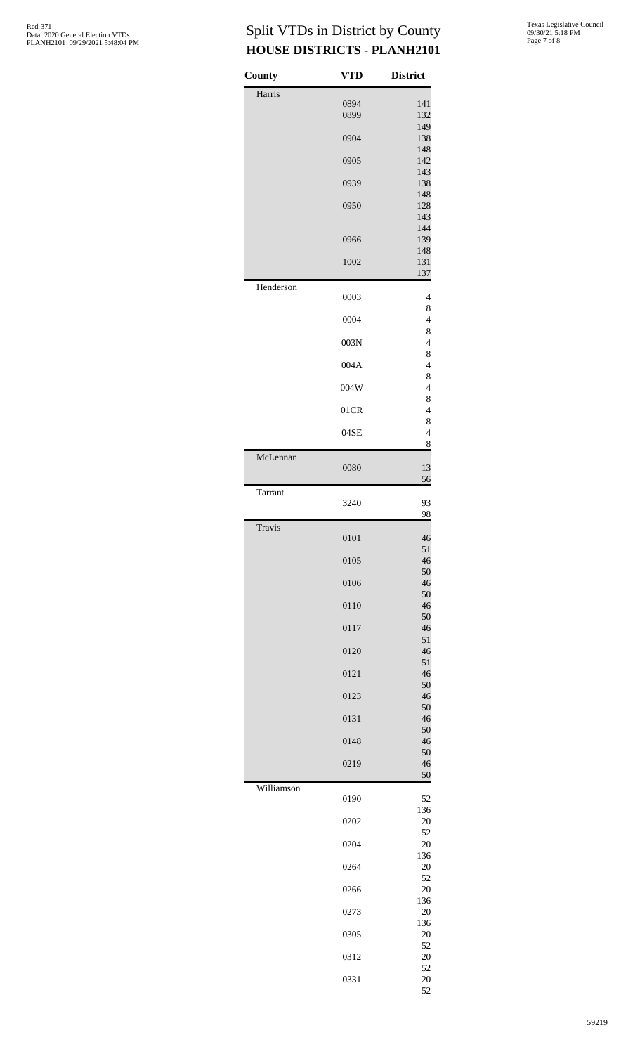# Split VTDs in District by County
## HOUSE DISTRICTS - PLANH2101

| County | VTD | District |
|---|---|---|
| Harris | 0894 | 141 |
| | 0899 | 132 |
| | | 149 |
| | 0904 | 138 |
| | | 148 |
| | 0905 | 142 |
| | | 143 |
| | 0939 | 138 |
| | | 148 |
| | 0950 | 128 |
| | | 143 |
| | | 144 |
| | 0966 | 139 |
| | | 148 |
| | 1002 | 131 |
| | | 137 |
| Henderson | 0003 | 4 |
| | | 8 |
| | 0004 | 4 |
| | | 8 |
| | 003N | 4 |
| | | 8 |
| | 004A | 4 |
| | | 8 |
| | 004W | 4 |
| | | 8 |
| | 01CR | 4 |
| | | 8 |
| | 04SE | 4 |
| | | 8 |
| McLennan | 0080 | 13 |
| | | 56 |
| Tarrant | 3240 | 93 |
| | | 98 |
| Travis | 0101 | 46 |
| | | 51 |
| | 0105 | 46 |
| | | 50 |
| | 0106 | 46 |
| | | 50 |
| | 0110 | 46 |
| | | 50 |
| | 0117 | 46 |
| | | 51 |
| | 0120 | 46 |
| | | 51 |
| | 0121 | 46 |
| | | 50 |
| | 0123 | 46 |
| | | 50 |
| | 0131 | 46 |
| | | 50 |
| | 0148 | 46 |
| | | 50 |
| | 0219 | 46 |
| | | 50 |
| Williamson | 0190 | 52 |
| | | 136 |
| | 0202 | 20 |
| | | 52 |
| | 0204 | 20 |
| | | 136 |
| | 0264 | 20 |
| | | 52 |
| | 0266 | 20 |
| | | 136 |
| | 0273 | 20 |
| | | 136 |
| | 0305 | 20 |
| | | 52 |
| | 0312 | 20 |
| | | 52 |
| | 0331 | 20 |
| | | 52 |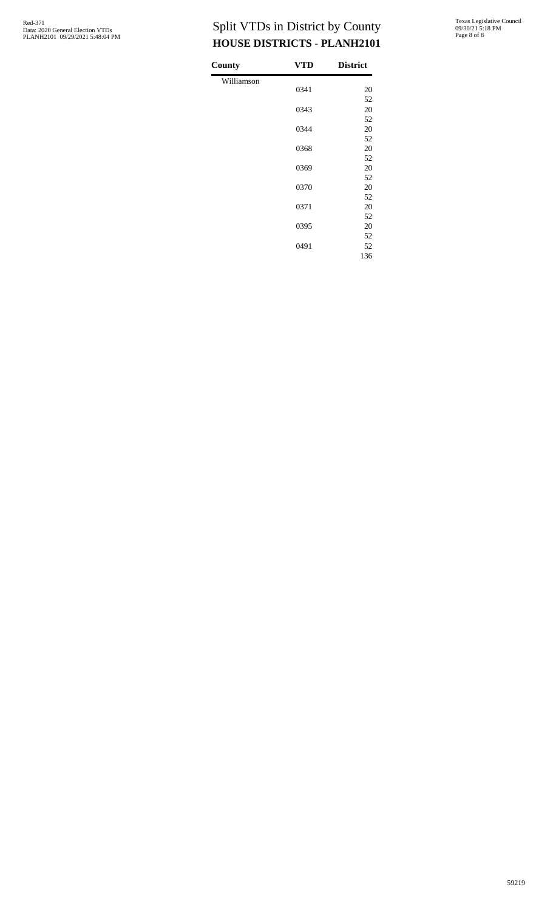# Split VTDs in District by County

## HOUSE DISTRICTS - PLANH2101

| County | VTD | District |
|---|---|---|
| Williamson | | |
| | 0341 | 20 |
| | | 52 |
| | 0343 | 20 |
| | | 52 |
| | 0344 | 20 |
| | | 52 |
| | 0368 | 20 |
| | | 52 |
| | 0369 | 20 |
| | | 52 |
| | 0370 | 20 |
| | | 52 |
| | 0371 | 20 |
| | | 52 |
| | 0395 | 20 |
| | | 52 |
| | 0491 | 52 |
| | | 136 |